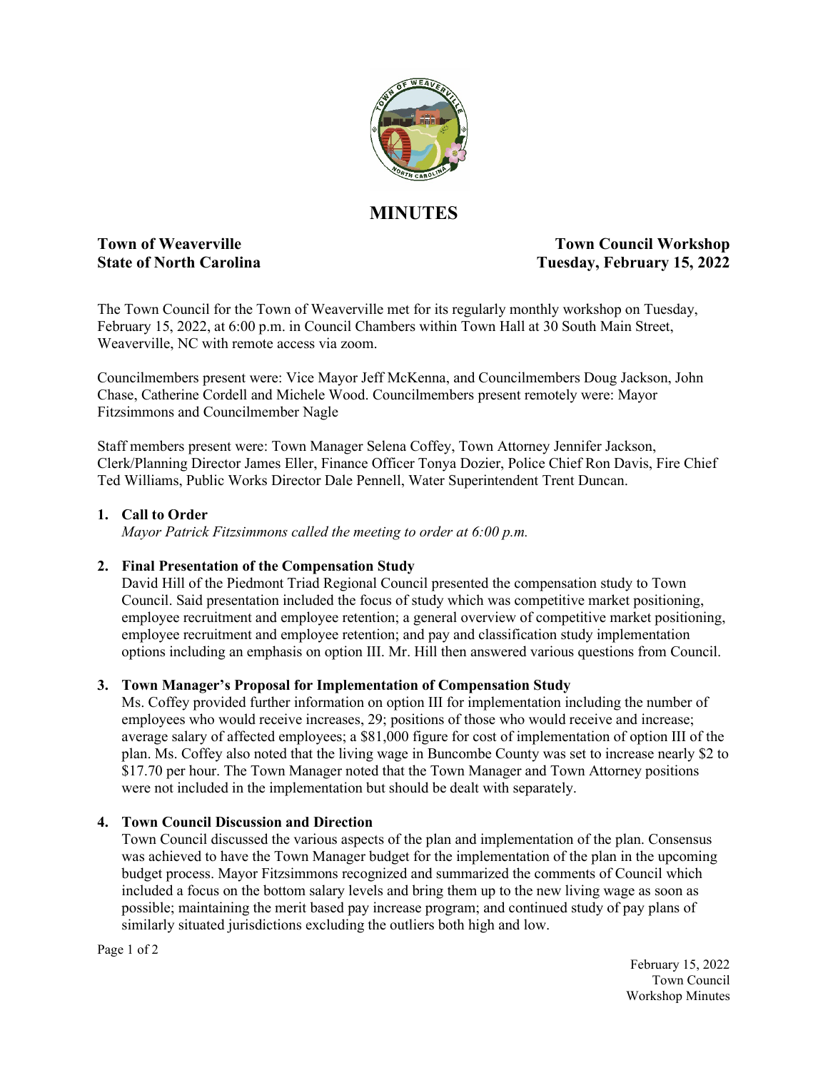# MINUTES

**Town of Weaverville** **Town Council Workshop**
**State of North Carolina** **Tuesday, February 15, 2022**

The Town Council for the Town of Weaverville met for its regularly monthly workshop on Tuesday, February 15, 2022, at 6:00 p.m. in Council Chambers within Town Hall at 30 South Main Street, Weaverville, NC with remote access via zoom.

Councilmembers present were: Vice Mayor Jeff McKenna, and Councilmembers Doug Jackson, John Chase, Catherine Cordell and Michele Wood. Councilmembers present remotely were: Mayor Fitzsimmons and Councilmember Nagle

Staff members present were: Town Manager Selena Coffey, Town Attorney Jennifer Jackson, Clerk/Planning Director James Eller, Finance Officer Tonya Dozier, Police Chief Ron Davis, Fire Chief Ted Williams, Public Works Director Dale Pennell, Water Superintendent Trent Duncan.

1. **Call to Order**
   *Mayor Patrick Fitzsimmons called the meeting to order at 6:00 p.m.*

2. **Final Presentation of the Compensation Study**
   David Hill of the Piedmont Triad Regional Council presented the compensation study to Town Council. Said presentation included the focus of study which was competitive market positioning, employee recruitment and employee retention; a general overview of competitive market positioning, employee recruitment and employee retention; and pay and classification study implementation options including an emphasis on option III. Mr. Hill then answered various questions from Council.

3. **Town Manager's Proposal for Implementation of Compensation Study**
   Ms. Coffey provided further information on option III for implementation including the number of employees who would receive increases, 29; positions of those who would receive and increase; average salary of affected employees; a $81,000 figure for cost of implementation of option III of the plan. Ms. Coffey also noted that the living wage in Buncombe County was set to increase nearly $2 to $17.70 per hour. The Town Manager noted that the Town Manager and Town Attorney positions were not included in the implementation but should be dealt with separately.

4. **Town Council Discussion and Direction**
   Town Council discussed the various aspects of the plan and implementation of the plan. Consensus was achieved to have the Town Manager budget for the implementation of the plan in the upcoming budget process. Mayor Fitzsimmons recognized and summarized the comments of Council which included a focus on the bottom salary levels and bring them up to the new living wage as soon as possible; maintaining the merit based pay increase program; and continued study of pay plans of similarly situated jurisdictions excluding the outliers both high and low.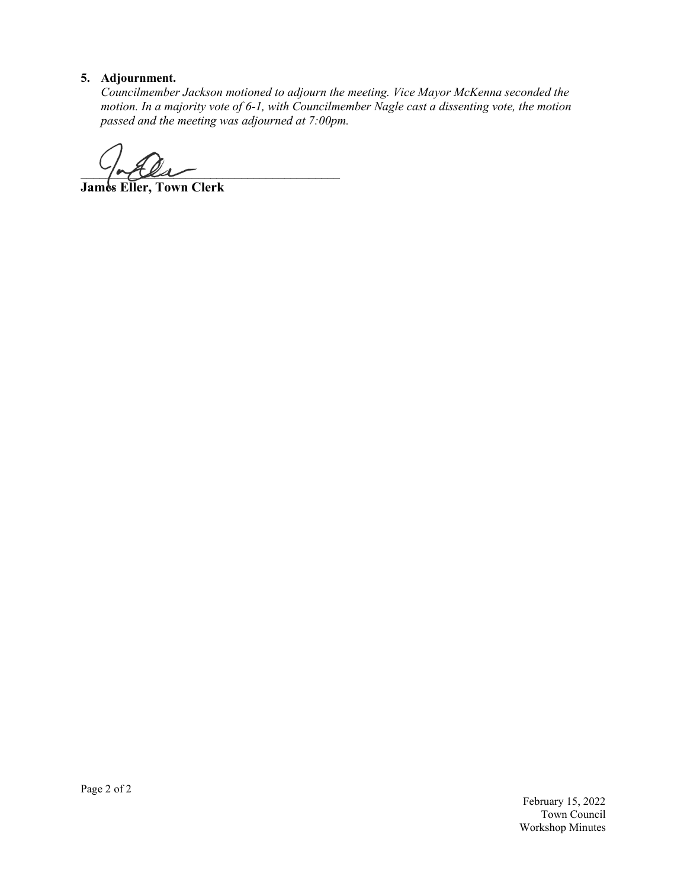**5. Adjournment.**

*Councilmember Jackson motioned to adjourn the meeting. Vice Mayor McKenna seconded the motion. In a majority vote of 6-1, with Councilmember Nagle cast a dissenting vote, the motion passed and the meeting was adjourned at 7:00pm.*

\_\_\_\_\_\_\_\_\_\_\_\_\_\_\_\_\_\_\_\_\_\_\_\_\_\_\_\_\_\_\_\_\_\_\_\_\_\_

**James Eller, Town Clerk**